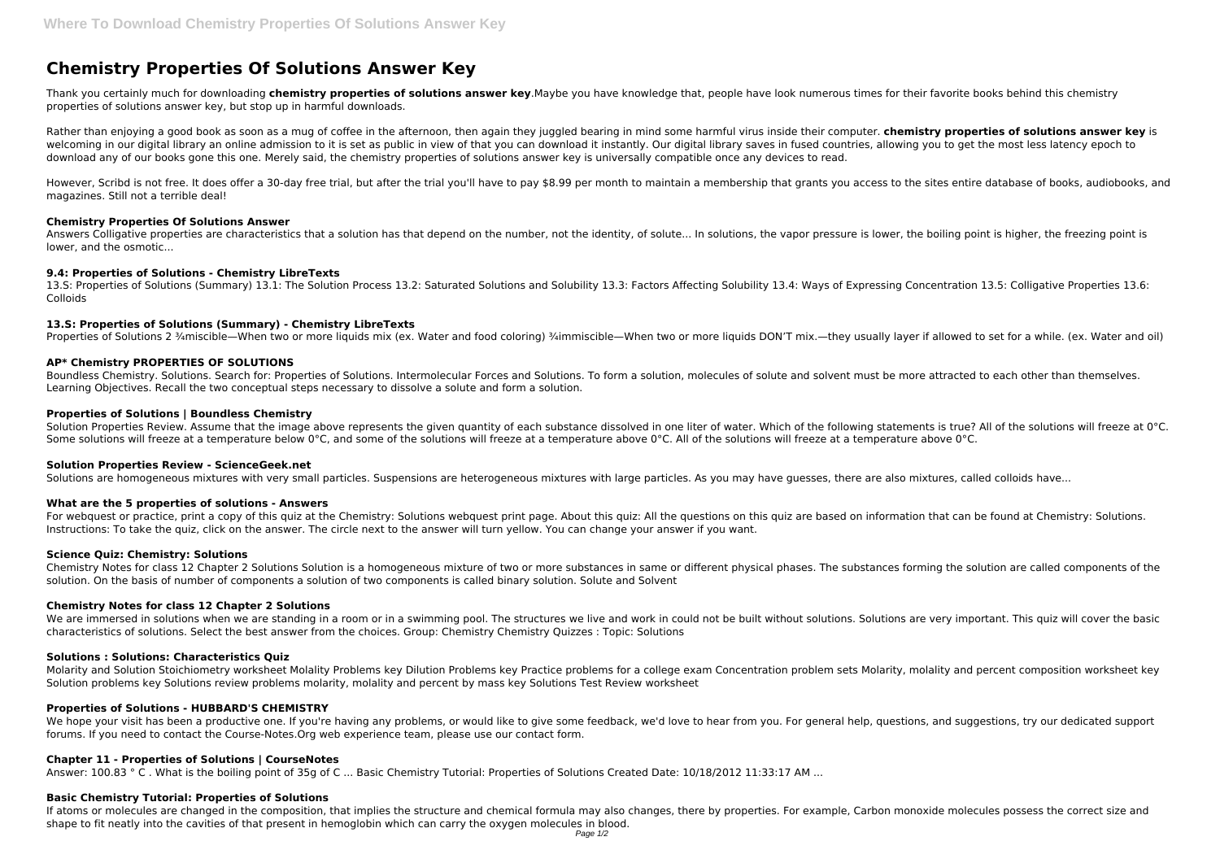# Chemistry Properties Of Solutions Answer Key

Thank you certainly much for downloading **chemistry properties of solutions answer key**.Maybe you have knowledge that, people have look numerous times for their favorite books behind this chemistry properties of solutions answer key, but stop up in harmful downloads.

Rather than enjoying a good book as soon as a mug of coffee in the afternoon, then again they juggled bearing in mind some harmful virus inside their computer. **chemistry properties of solutions answer key** is welcoming in our digital library an online admission to it is set as public in view of that you can download it instantly. Our digital library saves in fused countries, allowing you to get the most less latency epoch to download any of our books gone this one. Merely said, the chemistry properties of solutions answer key is universally compatible once any devices to read.

However, Scribd is not free. It does offer a 30-day free trial, but after the trial you'll have to pay $8.99 per month to maintain a membership that grants you access to the sites entire database of books, audiobooks, and magazines. Still not a terrible deal!

### Chemistry Properties Of Solutions Answer

Answers Colligative properties are characteristics that a solution has that depend on the number, not the identity, of solute... In solutions, the vapor pressure is lower, the boiling point is higher, the freezing point is lower, and the osmotic...

### 9.4: Properties of Solutions - Chemistry LibreTexts

13.S: Properties of Solutions (Summary) 13.1: The Solution Process 13.2: Saturated Solutions and Solubility 13.3: Factors Affecting Solubility 13.4: Ways of Expressing Concentration 13.5: Colligative Properties 13.6: Colloids

### 13.S: Properties of Solutions (Summary) - Chemistry LibreTexts

Properties of Solutions 2 ¾miscible—When two or more liquids mix (ex. Water and food coloring) ¾immiscible—When two or more liquids DON'T mix.—they usually layer if allowed to set for a while. (ex. Water and oil)

### AP* Chemistry PROPERTIES OF SOLUTIONS

Boundless Chemistry. Solutions. Search for: Properties of Solutions. Intermolecular Forces and Solutions. To form a solution, molecules of solute and solvent must be more attracted to each other than themselves. Learning Objectives. Recall the two conceptual steps necessary to dissolve a solute and form a solution.

### Properties of Solutions | Boundless Chemistry

Solution Properties Review. Assume that the image above represents the given quantity of each substance dissolved in one liter of water. Which of the following statements is true? All of the solutions will freeze at 0°C. Some solutions will freeze at a temperature below 0°C, and some of the solutions will freeze at a temperature above 0°C. All of the solutions will freeze at a temperature above 0°C.

### Solution Properties Review - ScienceGeek.net

Solutions are homogeneous mixtures with very small particles. Suspensions are heterogeneous mixtures with large particles. As you may have guesses, there are also mixtures, called colloids have...

### What are the 5 properties of solutions - Answers

For webquest or practice, print a copy of this quiz at the Chemistry: Solutions webquest print page. About this quiz: All the questions on this quiz are based on information that can be found at Chemistry: Solutions. Instructions: To take the quiz, click on the answer. The circle next to the answer will turn yellow. You can change your answer if you want.

### Science Quiz: Chemistry: Solutions

Chemistry Notes for class 12 Chapter 2 Solutions Solution is a homogeneous mixture of two or more substances in same or different physical phases. The substances forming the solution are called components of the solution. On the basis of number of components a solution of two components is called binary solution. Solute and Solvent

### Chemistry Notes for class 12 Chapter 2 Solutions

We are immersed in solutions when we are standing in a room or in a swimming pool. The structures we live and work in could not be built without solutions. Solutions are very important. This quiz will cover the basic characteristics of solutions. Select the best answer from the choices. Group: Chemistry Chemistry Quizzes : Topic: Solutions

### Solutions : Solutions: Characteristics Quiz

Molarity and Solution Stoichiometry worksheet Molality Problems key Dilution Problems key Practice problems for a college exam Concentration problem sets Molarity, molality and percent composition worksheet key Solution problems key Solutions review problems molarity, molality and percent by mass key Solutions Test Review worksheet

### Properties of Solutions - HUBBARD'S CHEMISTRY

We hope your visit has been a productive one. If you're having any problems, or would like to give some feedback, we'd love to hear from you. For general help, questions, and suggestions, try our dedicated support forums. If you need to contact the Course-Notes.Org web experience team, please use our contact form.

### Chapter 11 - Properties of Solutions | CourseNotes

Answer: 100.83 ° C . What is the boiling point of 35g of C ... Basic Chemistry Tutorial: Properties of Solutions Created Date: 10/18/2012 11:33:17 AM ...

### Basic Chemistry Tutorial: Properties of Solutions

If atoms or molecules are changed in the composition, that implies the structure and chemical formula may also changes, there by properties. For example, Carbon monoxide molecules possess the correct size and shape to fit neatly into the cavities of that present in hemoglobin which can carry the oxygen molecules in blood.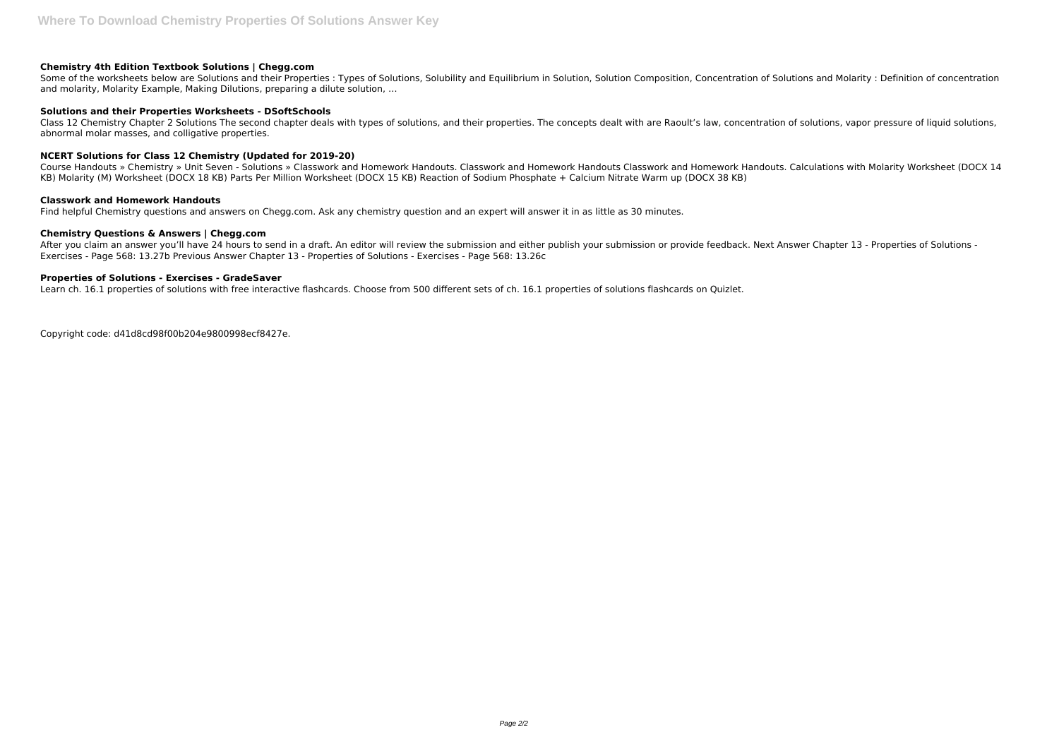### Chemistry 4th Edition Textbook Solutions | Chegg.com

Some of the worksheets below are Solutions and their Properties : Types of Solutions, Solubility and Equilibrium in Solution, Solution Composition, Concentration of Solutions and Molarity : Definition of concentration and molarity, Molarity Example, Making Dilutions, preparing a dilute solution, …

### Solutions and their Properties Worksheets - DSoftSchools

Class 12 Chemistry Chapter 2 Solutions The second chapter deals with types of solutions, and their properties. The concepts dealt with are Raoult's law, concentration of solutions, vapor pressure of liquid solutions, abnormal molar masses, and colligative properties.

### NCERT Solutions for Class 12 Chemistry (Updated for 2019-20)

Course Handouts » Chemistry » Unit Seven - Solutions » Classwork and Homework Handouts. Classwork and Homework Handouts Classwork and Homework Handouts. Calculations with Molarity Worksheet (DOCX 14 KB) Molarity (M) Worksheet (DOCX 18 KB) Parts Per Million Worksheet (DOCX 15 KB) Reaction of Sodium Phosphate + Calcium Nitrate Warm up (DOCX 38 KB)

### Classwork and Homework Handouts

Find helpful Chemistry questions and answers on Chegg.com. Ask any chemistry question and an expert will answer it in as little as 30 minutes.

### Chemistry Questions & Answers | Chegg.com

After you claim an answer you'll have 24 hours to send in a draft. An editor will review the submission and either publish your submission or provide feedback. Next Answer Chapter 13 - Properties of Solutions - Exercises - Page 568: 13.27b Previous Answer Chapter 13 - Properties of Solutions - Exercises - Page 568: 13.26c

### Properties of Solutions - Exercises - GradeSaver

Learn ch. 16.1 properties of solutions with free interactive flashcards. Choose from 500 different sets of ch. 16.1 properties of solutions flashcards on Quizlet.

Copyright code: d41d8cd98f00b204e9800998ecf8427e.